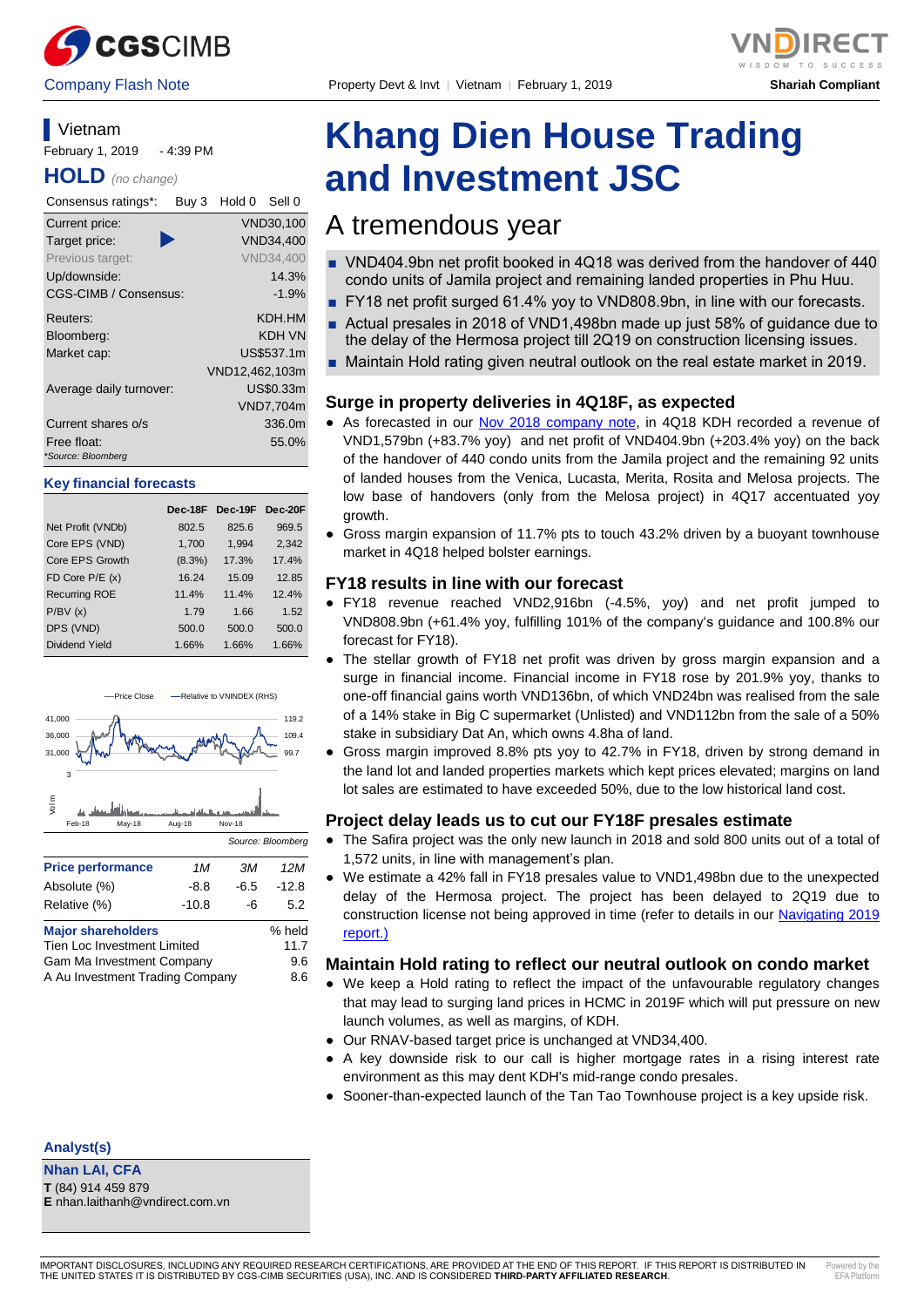CGS CIMB | VNDIRECT WISDOM TO SUCCESS

Company Flash Note | Property Devt & Invt | Vietnam | February 1, 2019 | Shariah Compliant

# Khang Dien House Trading and Investment JSC

## A tremendous year

- VND404.9bn net profit booked in 4Q18 was derived from the handover of 440 condo units of Jamila project and remaining landed properties in Phu Huu.
- FY18 net profit surged 61.4% yoy to VND808.9bn, in line with our forecasts.
- Actual presales in 2018 of VND1,498bn made up just 58% of guidance due to the delay of the Hermosa project till 2Q19 on construction licensing issues.
- Maintain Hold rating given neutral outlook on the real estate market in 2019.

### Surge in property deliveries in 4Q18F, as expected

- As forecasted in our Nov 2018 company note, in 4Q18 KDH recorded a revenue of VND1,579bn (+83.7% yoy) and net profit of VND404.9bn (+203.4% yoy) on the back of the handover of 440 condo units from the Jamila project and the remaining 92 units of landed houses from the Venica, Lucasta, Merita, Rosita and Melosa projects. The low base of handovers (only from the Melosa project) in 4Q17 accentuated yoy growth.
- Gross margin expansion of 11.7% pts to touch 43.2% driven by a buoyant townhouse market in 4Q18 helped bolster earnings.

### FY18 results in line with our forecast

- FY18 revenue reached VND2,916bn (-4.5%, yoy) and net profit jumped to VND808.9bn (+61.4% yoy, fulfilling 101% of the company's guidance and 100.8% our forecast for FY18).
- The stellar growth of FY18 net profit was driven by gross margin expansion and a surge in financial income. Financial income in FY18 rose by 201.9% yoy, thanks to one-off financial gains worth VND136bn, of which VND24bn was realised from the sale of a 14% stake in Big C supermarket (Unlisted) and VND112bn from the sale of a 50% stake in subsidiary Dat An, which owns 4.8ha of land.
- Gross margin improved 8.8% pts yoy to 42.7% in FY18, driven by strong demand in the land lot and landed properties markets which kept prices elevated; margins on land lot sales are estimated to have exceeded 50%, due to the low historical land cost.

### Project delay leads us to cut our FY18F presales estimate

- The Safira project was the only new launch in 2018 and sold 800 units out of a total of 1,572 units, in line with management's plan.
- We estimate a 42% fall in FY18 presales value to VND1,498bn due to the unexpected delay of the Hermosa project. The project has been delayed to 2Q19 due to construction license not being approved in time (refer to details in our Navigating 2019 report.)

### Maintain Hold rating to reflect our neutral outlook on condo market

- We keep a Hold rating to reflect the impact of the unfavourable regulatory changes that may lead to surging land prices in HCMC in 2019F which will put pressure on new launch volumes, as well as margins, of KDH.
- Our RNAV-based target price is unchanged at VND34,400.
- A key downside risk to our call is higher mortgage rates in a rising interest rate environment as this may dent KDH's mid-range condo presales.
- Sooner-than-expected launch of the Tan Tao Townhouse project is a key upside risk.

---

**Vietnam**

February 1, 2019 - 4:39 PM

**HOLD** *(no change)*

| Consensus ratings*: | Buy 3 | Hold 0 | Sell 0 |
|---|---|---|---|

| | |
|---|---|
| Current price: | VND30,100 |
| Target price: | VND34,400 |
| Previous target: | VND34,400 |
| Up/downside: | 14.3% |
| CGS-CIMB / Consensus: | -1.9% |
| Reuters: | KDH.HM |
| Bloomberg: | KDH VN |
| Market cap: | US$537.1m |
| | VND12,462,103m |
| Average daily turnover: | US$0.33m |
| | VND7,704m |
| Current shares o/s | 336.0m |
| Free float: | 55.0% |

*Source: Bloomberg

**Key financial forecasts**

| | Dec-18F | Dec-19F | Dec-20F |
|---|---|---|---|
| Net Profit (VNDb) | 802.5 | 825.6 | 969.5 |
| Core EPS (VND) | 1,700 | 1,994 | 2,342 |
| Core EPS Growth | (8.3%) | 17.3% | 17.4% |
| FD Core P/E (x) | 16.24 | 15.09 | 12.85 |
| Recurring ROE | 11.4% | 11.4% | 12.4% |
| P/BV (x) | 1.79 | 1.66 | 1.52 |
| DPS (VND) | 500.0 | 500.0 | 500.0 |
| Dividend Yield | 1.66% | 1.66% | 1.66% |

Source: Bloomberg

| Price performance | 1M | 3M | 12M |
|---|---|---|---|
| Absolute (%) | -8.8 | -6.5 | -12.8 |
| Relative (%) | -10.8 | -6 | 5.2 |

| Major shareholders | % held |
|---|---|
| Tien Loc Investment Limited | 11.7 |
| Gam Ma Investment Company | 9.6 |
| A Au Investment Trading Company | 8.6 |

**Analyst(s)**

**Nhan LAI, CFA**
**T** (84) 914 459 879
**E** nhan.laithanh@vndirect.com.vn

IMPORTANT DISCLOSURES, INCLUDING ANY REQUIRED RESEARCH CERTIFICATIONS, ARE PROVIDED AT THE END OF THIS REPORT. IF THIS REPORT IS DISTRIBUTED IN THE UNITED STATES IT IS DISTRIBUTED BY CGS-CIMB SECURITIES (USA), INC. AND IS CONSIDERED **THIRD-PARTY AFFILIATED RESEARCH**.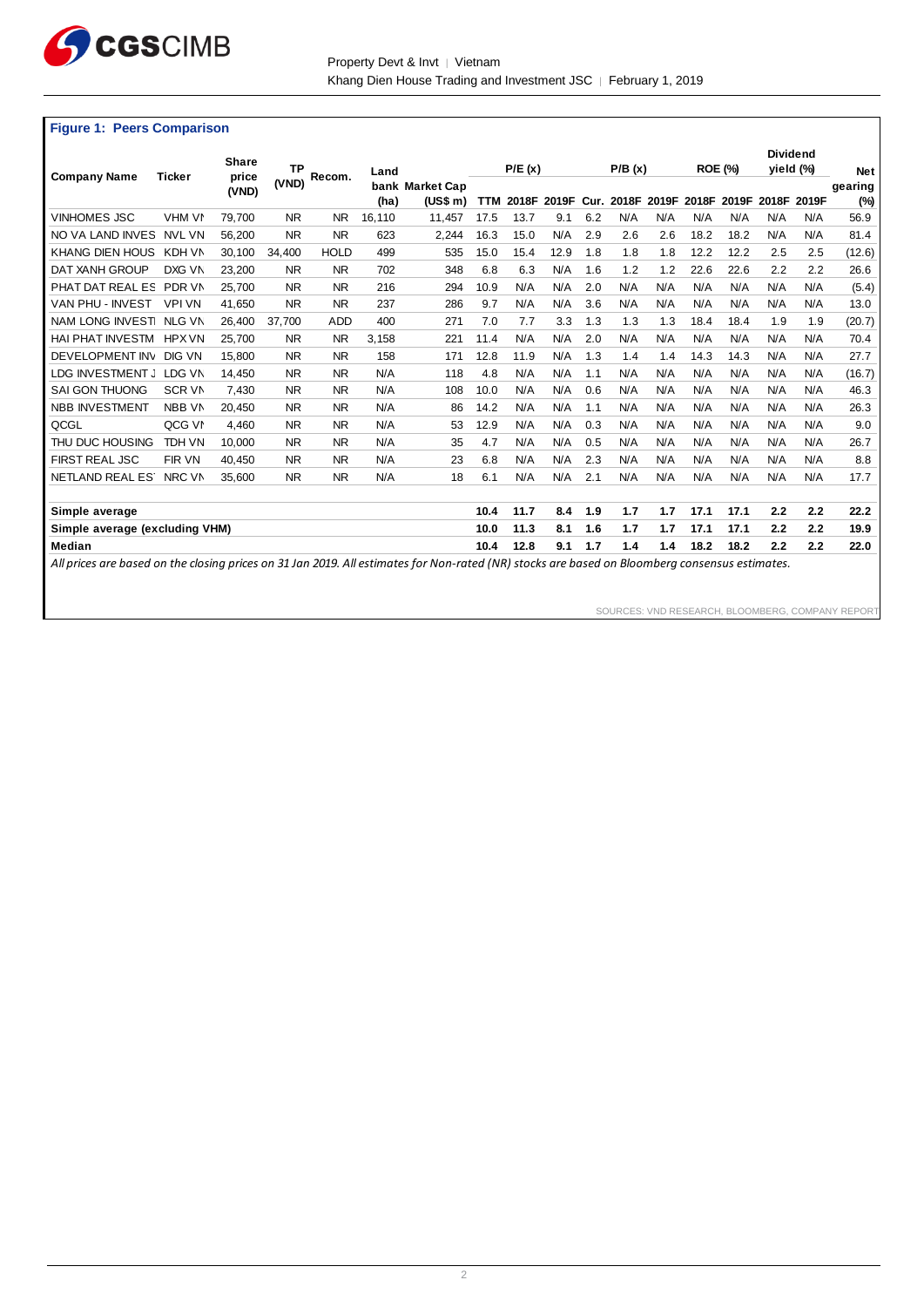**Figure 1: Peers Comparison**

| Company Name | Ticker | Share price (VND) | TP (VND) | Recom. | Land bank (ha) | Market Cap (US$ m) | P/E (x) TTM | P/E (x) 2018F | P/E (x) 2019F | P/B (x) Cur. | P/B (x) 2018F | P/B (x) 2019F | ROE (%) 2018F | ROE (%) 2019F | Dividend yield (%) 2018F | Dividend yield (%) 2019F | Net gearing (%) |
|---|---|---|---|---|---|---|---|---|---|---|---|---|---|---|---|---|---|
| VINHOMES JSC | VHM VN | 79,700 | NR | NR | 16,110 | 11,457 | 17.5 | 13.7 | 9.1 | 6.2 | N/A | N/A | N/A | N/A | N/A | N/A | 56.9 |
| NO VA LAND INVES | NVL VN | 56,200 | NR | NR | 623 | 2,244 | 16.3 | 15.0 | N/A | 2.9 | 2.6 | 2.6 | 18.2 | 18.2 | N/A | N/A | 81.4 |
| KHANG DIEN HOUS | KDH VN | 30,100 | 34,400 | HOLD | 499 | 535 | 15.0 | 15.4 | 12.9 | 1.8 | 1.8 | 1.8 | 12.2 | 12.2 | 2.5 | 2.5 | (12.6) |
| DAT XANH GROUP | DXG VN | 23,200 | NR | NR | 702 | 348 | 6.8 | 6.3 | N/A | 1.6 | 1.2 | 1.2 | 22.6 | 22.6 | 2.2 | 2.2 | 26.6 |
| PHAT DAT REAL ES | PDR VN | 25,700 | NR | NR | 216 | 294 | 10.9 | N/A | N/A | 2.0 | N/A | N/A | N/A | N/A | N/A | N/A | (5.4) |
| VAN PHU - INVEST | VPI VN | 41,650 | NR | NR | 237 | 286 | 9.7 | N/A | N/A | 3.6 | N/A | N/A | N/A | N/A | N/A | N/A | 13.0 |
| NAM LONG INVESTI | NLG VN | 26,400 | 37,700 | ADD | 400 | 271 | 7.0 | 7.7 | 3.3 | 1.3 | 1.3 | 1.3 | 18.4 | 18.4 | 1.9 | 1.9 | (20.7) |
| HAI PHAT INVESTM | HPX VN | 25,700 | NR | NR | 3,158 | 221 | 11.4 | N/A | N/A | 2.0 | N/A | N/A | N/A | N/A | N/A | N/A | 70.4 |
| DEVELOPMENT INV | DIG VN | 15,800 | NR | NR | 158 | 171 | 12.8 | 11.9 | N/A | 1.3 | 1.4 | 1.4 | 14.3 | 14.3 | N/A | N/A | 27.7 |
| LDG INVESTMENT J | LDG VN | 14,450 | NR | NR | N/A | 118 | 4.8 | N/A | N/A | 1.1 | N/A | N/A | N/A | N/A | N/A | N/A | (16.7) |
| SAI GON THUONG | SCR VN | 7,430 | NR | NR | N/A | 108 | 10.0 | N/A | N/A | 0.6 | N/A | N/A | N/A | N/A | N/A | N/A | 46.3 |
| NBB INVESTMENT | NBB VN | 20,450 | NR | NR | N/A | 86 | 14.2 | N/A | N/A | 1.1 | N/A | N/A | N/A | N/A | N/A | N/A | 26.3 |
| QCGL | QCG VN | 4,460 | NR | NR | N/A | 53 | 12.9 | N/A | N/A | 0.3 | N/A | N/A | N/A | N/A | N/A | N/A | 9.0 |
| THU DUC HOUSING | TDH VN | 10,000 | NR | NR | N/A | 35 | 4.7 | N/A | N/A | 0.5 | N/A | N/A | N/A | N/A | N/A | N/A | 26.7 |
| FIRST REAL JSC | FIR VN | 40,450 | NR | NR | N/A | 23 | 6.8 | N/A | N/A | 2.3 | N/A | N/A | N/A | N/A | N/A | N/A | 8.8 |
| NETLAND REAL ES | NRC VN | 35,600 | NR | NR | N/A | 18 | 6.1 | N/A | N/A | 2.1 | N/A | N/A | N/A | N/A | N/A | N/A | 17.7 |
| **Simple average** | | | | | | | **10.4** | **11.7** | **8.4** | **1.9** | **1.7** | **1.7** | **17.1** | **17.1** | **2.2** | **2.2** | **22.2** |
| **Simple average (excluding VHM)** | | | | | | | **10.0** | **11.3** | **8.1** | **1.6** | **1.7** | **1.7** | **17.1** | **17.1** | **2.2** | **2.2** | **19.9** |
| **Median** | | | | | | | **10.4** | **12.8** | **9.1** | **1.7** | **1.4** | **1.4** | **18.2** | **18.2** | **2.2** | **2.2** | **22.0** |

*All prices are based on the closing prices on 31 Jan 2019. All estimates for Non-rated (NR) stocks are based on Bloomberg consensus estimates.*

SOURCES: VND RESEARCH, BLOOMBERG, COMPANY REPORT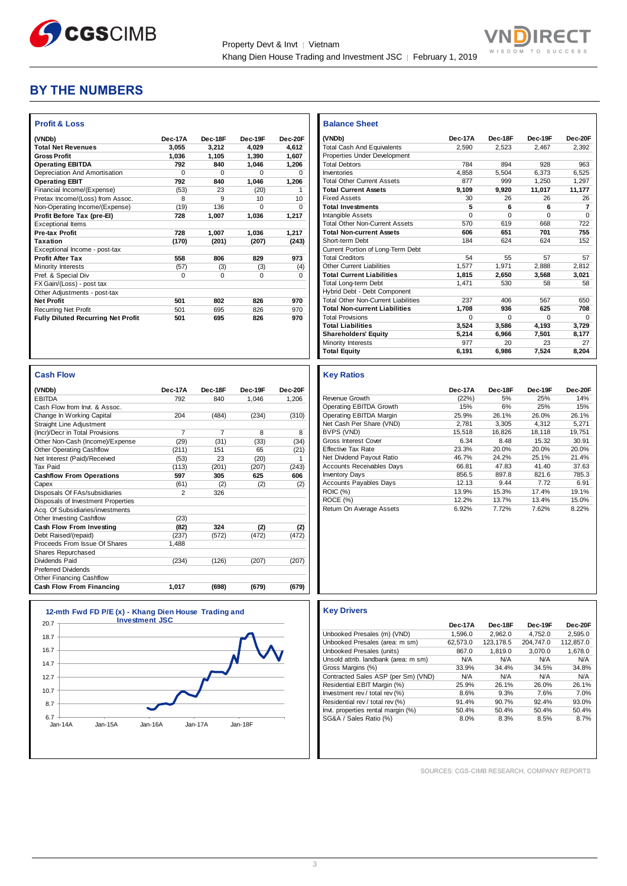# BY THE NUMBERS

### Profit & Loss

| (VNDb) | Dec-17A | Dec-18F | Dec-19F | Dec-20F |
|---|---|---|---|---|
| **Total Net Revenues** | **3,055** | **3,212** | **4,029** | **4,612** |
| **Gross Profit** | **1,036** | **1,105** | **1,390** | **1,607** |
| **Operating EBITDA** | **792** | **840** | **1,046** | **1,206** |
| Depreciation And Amortisation | 0 | 0 | 0 | 0 |
| **Operating EBIT** | **792** | **840** | **1,046** | **1,206** |
| Financial Income/(Expense) | (53) | 23 | (20) | 1 |
| Pretax Income/(Loss) from Assoc. | 8 | 9 | 10 | 10 |
| Non-Operating Income/(Expense) | (19) | 136 | 0 | 0 |
| **Profit Before Tax (pre-EI)** | **728** | **1,007** | **1,036** | **1,217** |
| Exceptional Items | | | | |
| **Pre-tax Profit** | **728** | **1,007** | **1,036** | **1,217** |
| **Taxation** | **(170)** | **(201)** | **(207)** | **(243)** |
| Exceptional Income - post-tax | | | | |
| **Profit After Tax** | **558** | **806** | **829** | **973** |
| Minority Interests | (57) | (3) | (3) | (4) |
| Pref. & Special Div | 0 | 0 | 0 | 0 |
| FX Gain/(Loss) - post tax | | | | |
| Other Adjustments - post-tax | | | | |
| **Net Profit** | **501** | **802** | **826** | **970** |
| Recurring Net Profit | 501 | 695 | 826 | 970 |
| **Fully Diluted Recurring Net Profit** | **501** | **695** | **826** | **970** |

### Balance Sheet

| (VNDb) | Dec-17A | Dec-18F | Dec-19F | Dec-20F |
|---|---|---|---|---|
| Total Cash And Equivalents | 2,590 | 2,523 | 2,467 | 2,392 |
| Properties Under Development | | | | |
| Total Debtors | 784 | 894 | 928 | 963 |
| Inventories | 4,858 | 5,504 | 6,373 | 6,525 |
| Total Other Current Assets | 877 | 999 | 1,250 | 1,297 |
| **Total Current Assets** | **9,109** | **9,920** | **11,017** | **11,177** |
| Fixed Assets | 30 | 26 | 26 | 26 |
| **Total Investments** | **5** | **6** | **6** | **7** |
| Intangible Assets | 0 | 0 | 0 | 0 |
| Total Other Non-Current Assets | 570 | 619 | 668 | 722 |
| **Total Non-current Assets** | **606** | **651** | **701** | **755** |
| Short-term Debt | 184 | 624 | 624 | 152 |
| Current Portion of Long-Term Debt | | | | |
| Total Creditors | 54 | 55 | 57 | 57 |
| Other Current Liabilities | 1,577 | 1,971 | 2,888 | 2,812 |
| **Total Current Liabilities** | **1,815** | **2,650** | **3,568** | **3,021** |
| Total Long-term Debt | 1,471 | 530 | 58 | 58 |
| Hybrid Debt - Debt Component | | | | |
| Total Other Non-Current Liabilities | 237 | 406 | 567 | 650 |
| **Total Non-current Liabilities** | **1,708** | **936** | **625** | **708** |
| Total Provisions | 0 | 0 | 0 | 0 |
| **Total Liabilities** | **3,524** | **3,586** | **4,193** | **3,729** |
| **Shareholders' Equity** | **5,214** | **6,966** | **7,501** | **8,177** |
| Minority Interests | 977 | 20 | 23 | 27 |
| **Total Equity** | **6,191** | **6,986** | **7,524** | **8,204** |

### Cash Flow

| (VNDb) | Dec-17A | Dec-18F | Dec-19F | Dec-20F |
|---|---|---|---|---|
| EBITDA | 792 | 840 | 1,046 | 1,206 |
| Cash Flow from Invt. & Assoc. | | | | |
| Change In Working Capital | 204 | (484) | (234) | (310) |
| Straight Line Adjustment | | | | |
| (Incr)/Decr in Total Provisions | 7 | 7 | 8 | 8 |
| Other Non-Cash (Income)/Expense | (29) | (31) | (33) | (34) |
| Other Operating Cashflow | (211) | 151 | 65 | (21) |
| Net Interest (Paid)/Received | (53) | 23 | (20) | 1 |
| Tax Paid | (113) | (201) | (207) | (243) |
| **Cashflow From Operations** | **597** | **305** | **625** | **606** |
| Capex | (61) | (2) | (2) | (2) |
| Disposals Of FAs/subsidiaries | 2 | 326 | | |
| Disposals of Investment Properties | | | | |
| Acq. Of Subsidiaries/investments | | | | |
| Other Investing Cashflow | (23) | | | |
| **Cash Flow From Investing** | **(82)** | **324** | **(2)** | **(2)** |
| Debt Raised/(repaid) | (237) | (572) | (472) | (472) |
| Proceeds From Issue Of Shares | 1,488 | | | |
| Shares Repurchased | | | | |
| Dividends Paid | (234) | (126) | (207) | (207) |
| Preferred Dividends | | | | |
| Other Financing Cashflow | | | | |
| **Cash Flow From Financing** | **1,017** | **(698)** | **(679)** | **(679)** |

### Key Ratios

| | Dec-17A | Dec-18F | Dec-19F | Dec-20F |
|---|---|---|---|---|
| Revenue Growth | (22%) | 5% | 25% | 14% |
| Operating EBITDA Growth | 15% | 6% | 25% | 15% |
| Operating EBITDA Margin | 25.9% | 26.1% | 26.0% | 26.1% |
| Net Cash Per Share (VND) | 2,781 | 3,305 | 4,312 | 5,271 |
| BVPS (VND) | 15,518 | 16,826 | 18,118 | 19,751 |
| Gross Interest Cover | 6.34 | 8.48 | 15.32 | 30.91 |
| Effective Tax Rate | 23.3% | 20.0% | 20.0% | 20.0% |
| Net Dividend Payout Ratio | 46.7% | 24.2% | 25.1% | 21.4% |
| Accounts Receivables Days | 66.81 | 47.83 | 41.40 | 37.63 |
| Inventory Days | 856.5 | 897.8 | 821.6 | 785.3 |
| Accounts Payables Days | 12.13 | 9.44 | 7.72 | 6.91 |
| ROIC (%) | 13.9% | 15.3% | 17.4% | 19.1% |
| ROCE (%) | 12.2% | 13.7% | 13.4% | 15.0% |
| Return On Average Assets | 6.92% | 7.72% | 7.62% | 8.22% |

### 12-mth Fwd FD P/E (x) - Khang Dien House Trading and Investment JSC

### Key Drivers

| | Dec-17A | Dec-18F | Dec-19F | Dec-20F |
|---|---|---|---|---|
| Unbooked Presales (m) (VND) | 1,596.0 | 2,962.0 | 4,752.0 | 2,595.0 |
| Unbooked Presales (area: m sm) | 62,573.0 | 123,178.5 | 204,747.0 | 112,857.0 |
| Unbooked Presales (units) | 867.0 | 1,819.0 | 3,070.0 | 1,678.0 |
| Unsold attrib. landbank (area: m sm) | N/A | N/A | N/A | N/A |
| Gross Margins (%) | 33.9% | 34.4% | 34.5% | 34.8% |
| Contracted Sales ASP (per Sm) (VND) | N/A | N/A | N/A | N/A |
| Residential EBIT Margin (%) | 25.9% | 26.1% | 26.0% | 26.1% |
| Investment rev / total rev (%) | 8.6% | 9.3% | 7.6% | 7.0% |
| Residential rev / total rev (%) | 91.4% | 90.7% | 92.4% | 93.0% |
| Invt. properties rental margin (%) | 50.4% | 50.4% | 50.4% | 50.4% |
| SG&A / Sales Ratio (%) | 8.0% | 8.3% | 8.5% | 8.7% |

SOURCES: CGS-CIMB RESEARCH, COMPANY REPORTS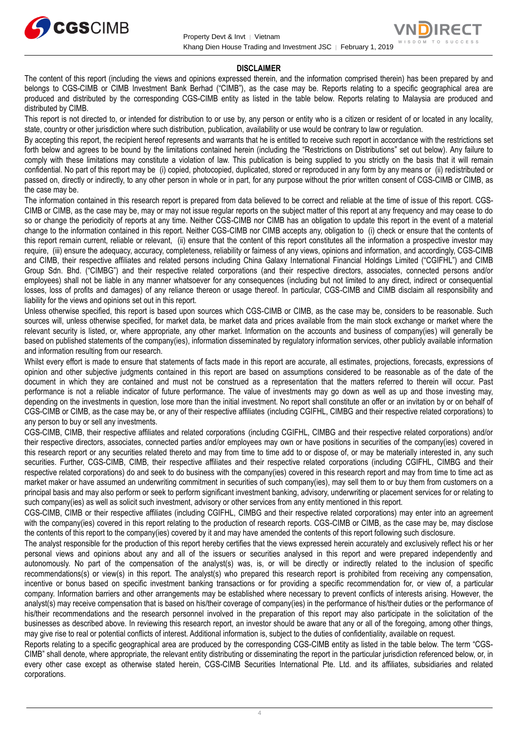**DISCLAIMER**

The content of this report (including the views and opinions expressed therein, and the information comprised therein) has been prepared by and belongs to CGS-CIMB or CIMB Investment Bank Berhad ("CIMB"), as the case may be. Reports relating to a specific geographical area are produced and distributed by the corresponding CGS-CIMB entity as listed in the table below. Reports relating to Malaysia are produced and distributed by CIMB.

This report is not directed to, or intended for distribution to or use by, any person or entity who is a citizen or resident of or located in any locality, state, country or other jurisdiction where such distribution, publication, availability or use would be contrary to law or regulation.

By accepting this report, the recipient hereof represents and warrants that he is entitled to receive such report in accordance with the restrictions set forth below and agrees to be bound by the limitations contained herein (including the "Restrictions on Distributions" set out below). Any failure to comply with these limitations may constitute a violation of law. This publication is being supplied to you strictly on the basis that it will remain confidential. No part of this report may be (i) copied, photocopied, duplicated, stored or reproduced in any form by any means or (ii) redistributed or passed on, directly or indirectly, to any other person in whole or in part, for any purpose without the prior written consent of CGS-CIMB or CIMB, as the case may be.

The information contained in this research report is prepared from data believed to be correct and reliable at the time of issue of this report. CGS-CIMB or CIMB, as the case may be, may or may not issue regular reports on the subject matter of this report at any frequency and may cease to do so or change the periodicity of reports at any time. Neither CGS-CIMB nor CIMB has an obligation to update this report in the event of a material change to the information contained in this report. Neither CGS-CIMB nor CIMB accepts any, obligation to (i) check or ensure that the contents of this report remain current, reliable or relevant, (ii) ensure that the content of this report constitutes all the information a prospective investor may require, (iii) ensure the adequacy, accuracy, completeness, reliability or fairness of any views, opinions and information, and accordingly, CGS-CIMB and CIMB, their respective affiliates and related persons including China Galaxy International Financial Holdings Limited ("CGIFHL") and CIMB Group Sdn. Bhd. ("CIMBG") and their respective related corporations (and their respective directors, associates, connected persons and/or employees) shall not be liable in any manner whatsoever for any consequences (including but not limited to any direct, indirect or consequential losses, loss of profits and damages) of any reliance thereon or usage thereof. In particular, CGS-CIMB and CIMB disclaim all responsibility and liability for the views and opinions set out in this report.

Unless otherwise specified, this report is based upon sources which CGS-CIMB or CIMB, as the case may be, considers to be reasonable. Such sources will, unless otherwise specified, for market data, be market data and prices available from the main stock exchange or market where the relevant security is listed, or, where appropriate, any other market. Information on the accounts and business of company(ies) will generally be based on published statements of the company(ies), information disseminated by regulatory information services, other publicly available information and information resulting from our research.

Whilst every effort is made to ensure that statements of facts made in this report are accurate, all estimates, projections, forecasts, expressions of opinion and other subjective judgments contained in this report are based on assumptions considered to be reasonable as of the date of the document in which they are contained and must not be construed as a representation that the matters referred to therein will occur. Past performance is not a reliable indicator of future performance. The value of investments may go down as well as up and those investing may, depending on the investments in question, lose more than the initial investment. No report shall constitute an offer or an invitation by or on behalf of CGS-CIMB or CIMB, as the case may be, or any of their respective affiliates (including CGIFHL, CIMBG and their respective related corporations) to any person to buy or sell any investments.

CGS-CIMB, CIMB, their respective affiliates and related corporations (including CGIFHL, CIMBG and their respective related corporations) and/or their respective directors, associates, connected parties and/or employees may own or have positions in securities of the company(ies) covered in this research report or any securities related thereto and may from time to time add to or dispose of, or may be materially interested in, any such securities. Further, CGS-CIMB, CIMB, their respective affiliates and their respective related corporations (including CGIFHL, CIMBG and their respective related corporations) do and seek to do business with the company(ies) covered in this research report and may from time to time act as market maker or have assumed an underwriting commitment in securities of such company(ies), may sell them to or buy them from customers on a principal basis and may also perform or seek to perform significant investment banking, advisory, underwriting or placement services for or relating to such company(ies) as well as solicit such investment, advisory or other services from any entity mentioned in this report.

CGS-CIMB, CIMB or their respective affiliates (including CGIFHL, CIMBG and their respective related corporations) may enter into an agreement with the company(ies) covered in this report relating to the production of research reports. CGS-CIMB or CIMB, as the case may be, may disclose the contents of this report to the company(ies) covered by it and may have amended the contents of this report following such disclosure.

The analyst responsible for the production of this report hereby certifies that the views expressed herein accurately and exclusively reflect his or her personal views and opinions about any and all of the issuers or securities analysed in this report and were prepared independently and autonomously. No part of the compensation of the analyst(s) was, is, or will be directly or indirectly related to the inclusion of specific recommendations(s) or view(s) in this report. The analyst(s) who prepared this research report is prohibited from receiving any compensation, incentive or bonus based on specific investment banking transactions or for providing a specific recommendation for, or view of, a particular company. Information barriers and other arrangements may be established where necessary to prevent conflicts of interests arising. However, the analyst(s) may receive compensation that is based on his/their coverage of company(ies) in the performance of his/their duties or the performance of his/their recommendations and the research personnel involved in the preparation of this report may also participate in the solicitation of the businesses as described above. In reviewing this research report, an investor should be aware that any or all of the foregoing, among other things, may give rise to real or potential conflicts of interest. Additional information is, subject to the duties of confidentiality, available on request.

Reports relating to a specific geographical area are produced by the corresponding CGS-CIMB entity as listed in the table below. The term "CGS-CIMB" shall denote, where appropriate, the relevant entity distributing or disseminating the report in the particular jurisdiction referenced below, or, in every other case except as otherwise stated herein, CGS-CIMB Securities International Pte. Ltd. and its affiliates, subsidiaries and related corporations.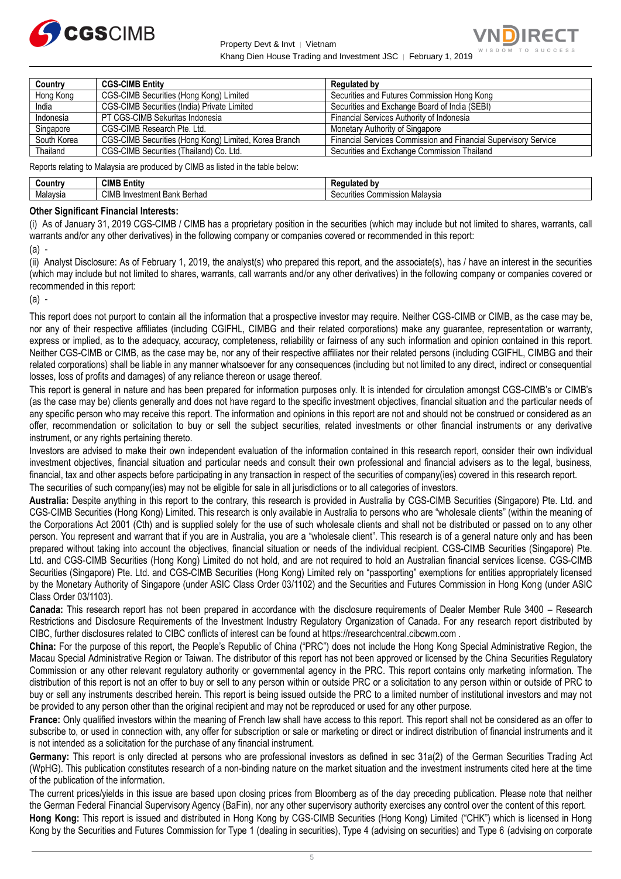| Country | CGS-CIMB Entity | Regulated by |
| --- | --- | --- |
| Hong Kong | CGS-CIMB Securities (Hong Kong) Limited | Securities and Futures Commission Hong Kong |
| India | CGS-CIMB Securities (India) Private Limited | Securities and Exchange Board of India (SEBI) |
| Indonesia | PT CGS-CIMB Sekuritas Indonesia | Financial Services Authority of Indonesia |
| Singapore | CGS-CIMB Research Pte. Ltd. | Monetary Authority of Singapore |
| South Korea | CGS-CIMB Securities (Hong Kong) Limited, Korea Branch | Financial Services Commission and Financial Supervisory Service |
| Thailand | CGS-CIMB Securities (Thailand) Co. Ltd. | Securities and Exchange Commission Thailand |

Reports relating to Malaysia are produced by CIMB as listed in the table below:

| Country | CIMB Entity | Regulated by |
| --- | --- | --- |
| Malaysia | CIMB Investment Bank Berhad | Securities Commission Malaysia |

**Other Significant Financial Interests:**

(i) As of January 31, 2019 CGS-CIMB / CIMB has a proprietary position in the securities (which may include but not limited to shares, warrants, call warrants and/or any other derivatives) in the following company or companies covered or recommended in this report:

(a) -

(ii) Analyst Disclosure: As of February 1, 2019, the analyst(s) who prepared this report, and the associate(s), has / have an interest in the securities (which may include but not limited to shares, warrants, call warrants and/or any other derivatives) in the following company or companies covered or recommended in this report:

(a) -

This report does not purport to contain all the information that a prospective investor may require. Neither CGS-CIMB or CIMB, as the case may be, nor any of their respective affiliates (including CGIFHL, CIMBG and their related corporations) make any guarantee, representation or warranty, express or implied, as to the adequacy, accuracy, completeness, reliability or fairness of any such information and opinion contained in this report. Neither CGS-CIMB or CIMB, as the case may be, nor any of their respective affiliates nor their related persons (including CGIFHL, CIMBG and their related corporations) shall be liable in any manner whatsoever for any consequences (including but not limited to any direct, indirect or consequential losses, loss of profits and damages) of any reliance thereon or usage thereof.

This report is general in nature and has been prepared for information purposes only. It is intended for circulation amongst CGS-CIMB's or CIMB's (as the case may be) clients generally and does not have regard to the specific investment objectives, financial situation and the particular needs of any specific person who may receive this report. The information and opinions in this report are not and should not be construed or considered as an offer, recommendation or solicitation to buy or sell the subject securities, related investments or other financial instruments or any derivative instrument, or any rights pertaining thereto.

Investors are advised to make their own independent evaluation of the information contained in this research report, consider their own individual investment objectives, financial situation and particular needs and consult their own professional and financial advisers as to the legal, business, financial, tax and other aspects before participating in any transaction in respect of the securities of company(ies) covered in this research report.

The securities of such company(ies) may not be eligible for sale in all jurisdictions or to all categories of investors.

**Australia:** Despite anything in this report to the contrary, this research is provided in Australia by CGS-CIMB Securities (Singapore) Pte. Ltd. and CGS-CIMB Securities (Hong Kong) Limited. This research is only available in Australia to persons who are "wholesale clients" (within the meaning of the Corporations Act 2001 (Cth) and is supplied solely for the use of such wholesale clients and shall not be distributed or passed on to any other person. You represent and warrant that if you are in Australia, you are a "wholesale client". This research is of a general nature only and has been prepared without taking into account the objectives, financial situation or needs of the individual recipient. CGS-CIMB Securities (Singapore) Pte. Ltd. and CGS-CIMB Securities (Hong Kong) Limited do not hold, and are not required to hold an Australian financial services license. CGS-CIMB Securities (Singapore) Pte. Ltd. and CGS-CIMB Securities (Hong Kong) Limited rely on "passporting" exemptions for entities appropriately licensed by the Monetary Authority of Singapore (under ASIC Class Order 03/1102) and the Securities and Futures Commission in Hong Kong (under ASIC Class Order 03/1103).

**Canada:** This research report has not been prepared in accordance with the disclosure requirements of Dealer Member Rule 3400 – Research Restrictions and Disclosure Requirements of the Investment Industry Regulatory Organization of Canada. For any research report distributed by CIBC, further disclosures related to CIBC conflicts of interest can be found at https://researchcentral.cibcwm.com .

**China:** For the purpose of this report, the People's Republic of China ("PRC") does not include the Hong Kong Special Administrative Region, the Macau Special Administrative Region or Taiwan. The distributor of this report has not been approved or licensed by the China Securities Regulatory Commission or any other relevant regulatory authority or governmental agency in the PRC. This report contains only marketing information. The distribution of this report is not an offer to buy or sell to any person within or outside PRC or a solicitation to any person within or outside of PRC to buy or sell any instruments described herein. This report is being issued outside the PRC to a limited number of institutional investors and may not be provided to any person other than the original recipient and may not be reproduced or used for any other purpose.

**France:** Only qualified investors within the meaning of French law shall have access to this report. This report shall not be considered as an offer to subscribe to, or used in connection with, any offer for subscription or sale or marketing or direct or indirect distribution of financial instruments and it is not intended as a solicitation for the purchase of any financial instrument.

**Germany:** This report is only directed at persons who are professional investors as defined in sec 31a(2) of the German Securities Trading Act (WpHG). This publication constitutes research of a non-binding nature on the market situation and the investment instruments cited here at the time of the publication of the information.

The current prices/yields in this issue are based upon closing prices from Bloomberg as of the day preceding publication. Please note that neither the German Federal Financial Supervisory Agency (BaFin), nor any other supervisory authority exercises any control over the content of this report.

**Hong Kong:** This report is issued and distributed in Hong Kong by CGS-CIMB Securities (Hong Kong) Limited ("CHK") which is licensed in Hong Kong by the Securities and Futures Commission for Type 1 (dealing in securities), Type 4 (advising on securities) and Type 6 (advising on corporate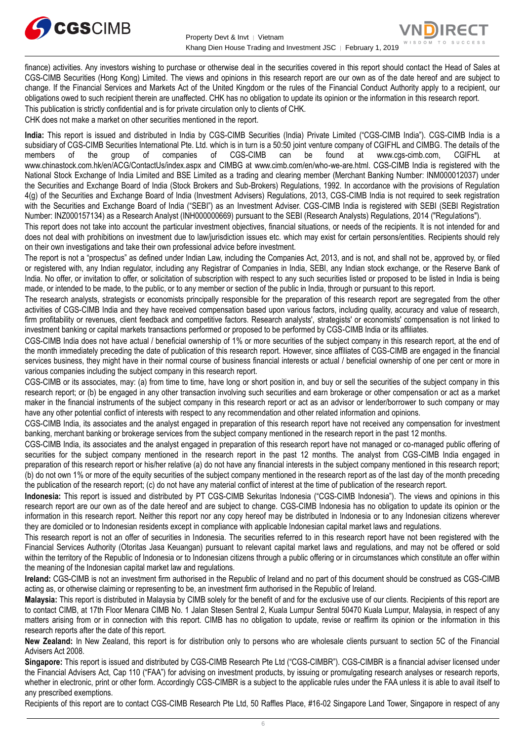finance) activities. Any investors wishing to purchase or otherwise deal in the securities covered in this report should contact the Head of Sales at CGS-CIMB Securities (Hong Kong) Limited. The views and opinions in this research report are our own as of the date hereof and are subject to change. If the Financial Services and Markets Act of the United Kingdom or the rules of the Financial Conduct Authority apply to a recipient, our obligations owed to such recipient therein are unaffected. CHK has no obligation to update its opinion or the information in this research report.

This publication is strictly confidential and is for private circulation only to clients of CHK.

CHK does not make a market on other securities mentioned in the report.

**India:** This report is issued and distributed in India by CGS-CIMB Securities (India) Private Limited ("CGS-CIMB India"). CGS-CIMB India is a subsidiary of CGS-CIMB Securities International Pte. Ltd. which is in turn is a 50:50 joint venture company of CGIFHL and CIMBG. The details of the members of the group of companies of CGS-CIMB can be found at www.cgs-cimb.com, CGIFHL at www.chinastock.com.hk/en/ACG/ContactUs/index.aspx and CIMBG at www.cimb.com/en/who-we-are.html. CGS-CIMB India is registered with the National Stock Exchange of India Limited and BSE Limited as a trading and clearing member (Merchant Banking Number: INM000012037) under the Securities and Exchange Board of India (Stock Brokers and Sub-Brokers) Regulations, 1992. In accordance with the provisions of Regulation 4(g) of the Securities and Exchange Board of India (Investment Advisers) Regulations, 2013, CGS-CIMB India is not required to seek registration with the Securities and Exchange Board of India ("SEBI") as an Investment Adviser. CGS-CIMB India is registered with SEBI (SEBI Registration Number: INZ000157134) as a Research Analyst (INH000000669) pursuant to the SEBI (Research Analysts) Regulations, 2014 ("Regulations").

This report does not take into account the particular investment objectives, financial situations, or needs of the recipients. It is not intended for and does not deal with prohibitions on investment due to law/jurisdiction issues etc. which may exist for certain persons/entities. Recipients should rely on their own investigations and take their own professional advice before investment.

The report is not a "prospectus" as defined under Indian Law, including the Companies Act, 2013, and is not, and shall not be, approved by, or filed or registered with, any Indian regulator, including any Registrar of Companies in India, SEBI, any Indian stock exchange, or the Reserve Bank of India. No offer, or invitation to offer, or solicitation of subscription with respect to any such securities listed or proposed to be listed in India is being made, or intended to be made, to the public, or to any member or section of the public in India, through or pursuant to this report.

The research analysts, strategists or economists principally responsible for the preparation of this research report are segregated from the other activities of CGS-CIMB India and they have received compensation based upon various factors, including quality, accuracy and value of research, firm profitability or revenues, client feedback and competitive factors. Research analysts', strategists' or economists' compensation is not linked to investment banking or capital markets transactions performed or proposed to be performed by CGS-CIMB India or its affiliates.

CGS-CIMB India does not have actual / beneficial ownership of 1% or more securities of the subject company in this research report, at the end of the month immediately preceding the date of publication of this research report. However, since affiliates of CGS-CIMB are engaged in the financial services business, they might have in their normal course of business financial interests or actual / beneficial ownership of one per cent or more in various companies including the subject company in this research report.

CGS-CIMB or its associates, may: (a) from time to time, have long or short position in, and buy or sell the securities of the subject company in this research report; or (b) be engaged in any other transaction involving such securities and earn brokerage or other compensation or act as a market maker in the financial instruments of the subject company in this research report or act as an advisor or lender/borrower to such company or may have any other potential conflict of interests with respect to any recommendation and other related information and opinions.

CGS-CIMB India, its associates and the analyst engaged in preparation of this research report have not received any compensation for investment banking, merchant banking or brokerage services from the subject company mentioned in the research report in the past 12 months.

CGS-CIMB India, its associates and the analyst engaged in preparation of this research report have not managed or co-managed public offering of securities for the subject company mentioned in the research report in the past 12 months. The analyst from CGS-CIMB India engaged in preparation of this research report or his/her relative (a) do not have any financial interests in the subject company mentioned in this research report; (b) do not own 1% or more of the equity securities of the subject company mentioned in the research report as of the last day of the month preceding the publication of the research report; (c) do not have any material conflict of interest at the time of publication of the research report.

**Indonesia:** This report is issued and distributed by PT CGS-CIMB Sekuritas Indonesia ("CGS-CIMB Indonesia"). The views and opinions in this research report are our own as of the date hereof and are subject to change. CGS-CIMB Indonesia has no obligation to update its opinion or the information in this research report. Neither this report nor any copy hereof may be distributed in Indonesia or to any Indonesian citizens wherever they are domiciled or to Indonesian residents except in compliance with applicable Indonesian capital market laws and regulations.

This research report is not an offer of securities in Indonesia. The securities referred to in this research report have not been registered with the Financial Services Authority (Otoritas Jasa Keuangan) pursuant to relevant capital market laws and regulations, and may not be offered or sold within the territory of the Republic of Indonesia or to Indonesian citizens through a public offering or in circumstances which constitute an offer within the meaning of the Indonesian capital market law and regulations.

**Ireland:** CGS-CIMB is not an investment firm authorised in the Republic of Ireland and no part of this document should be construed as CGS-CIMB acting as, or otherwise claiming or representing to be, an investment firm authorised in the Republic of Ireland.

**Malaysia:** This report is distributed in Malaysia by CIMB solely for the benefit of and for the exclusive use of our clients. Recipients of this report are to contact CIMB, at 17th Floor Menara CIMB No. 1 Jalan Stesen Sentral 2, Kuala Lumpur Sentral 50470 Kuala Lumpur, Malaysia, in respect of any matters arising from or in connection with this report. CIMB has no obligation to update, revise or reaffirm its opinion or the information in this research reports after the date of this report.

**New Zealand:** In New Zealand, this report is for distribution only to persons who are wholesale clients pursuant to section 5C of the Financial Advisers Act 2008.

**Singapore:** This report is issued and distributed by CGS-CIMB Research Pte Ltd ("CGS-CIMBR"). CGS-CIMBR is a financial adviser licensed under the Financial Advisers Act, Cap 110 ("FAA") for advising on investment products, by issuing or promulgating research analyses or research reports, whether in electronic, print or other form. Accordingly CGS-CIMBR is a subject to the applicable rules under the FAA unless it is able to avail itself to any prescribed exemptions.

Recipients of this report are to contact CGS-CIMB Research Pte Ltd, 50 Raffles Place, #16-02 Singapore Land Tower, Singapore in respect of any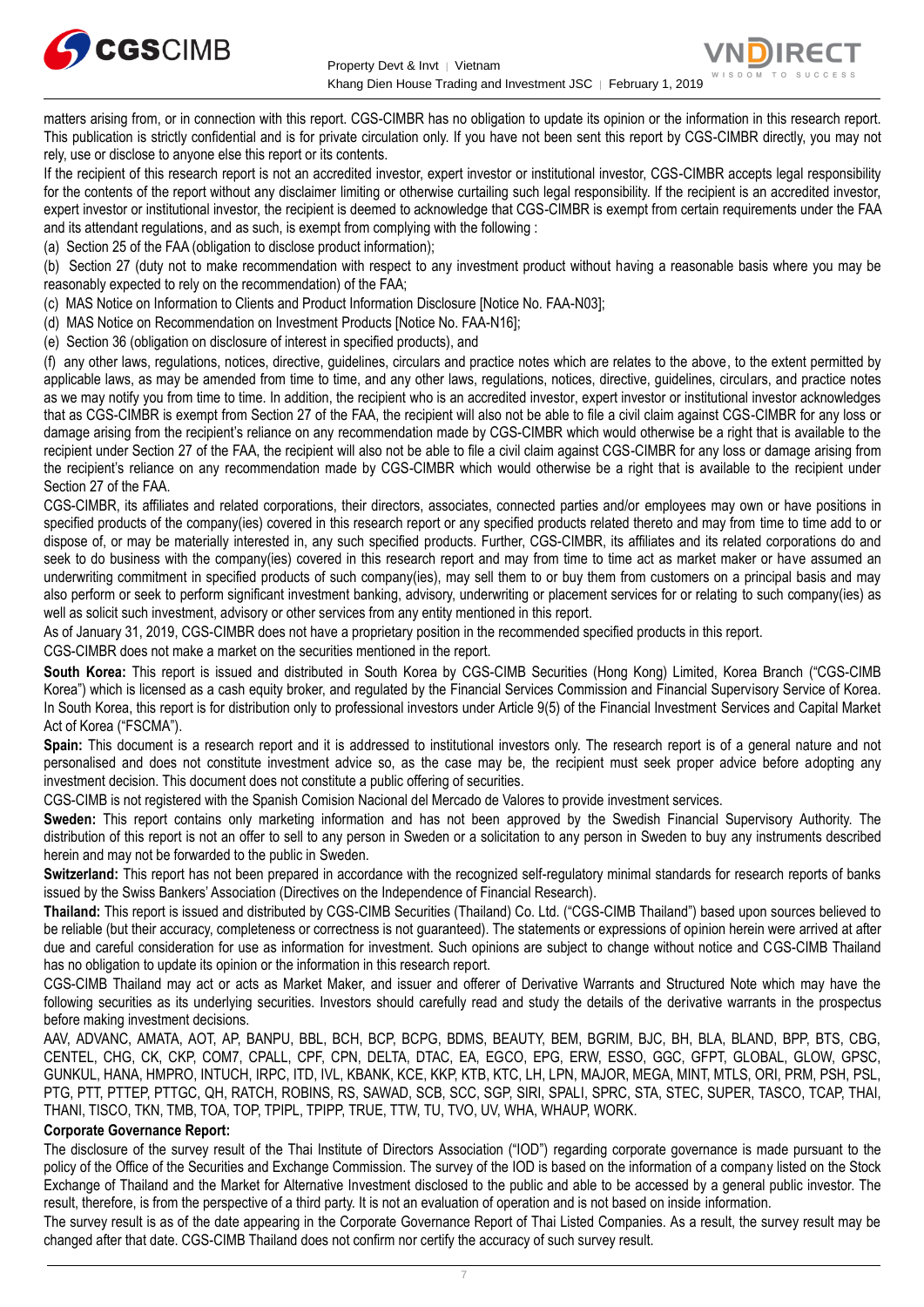matters arising from, or in connection with this report. CGS-CIMBR has no obligation to update its opinion or the information in this research report. This publication is strictly confidential and is for private circulation only. If you have not been sent this report by CGS-CIMBR directly, you may not rely, use or disclose to anyone else this report or its contents.

If the recipient of this research report is not an accredited investor, expert investor or institutional investor, CGS-CIMBR accepts legal responsibility for the contents of the report without any disclaimer limiting or otherwise curtailing such legal responsibility. If the recipient is an accredited investor, expert investor or institutional investor, the recipient is deemed to acknowledge that CGS-CIMBR is exempt from certain requirements under the FAA and its attendant regulations, and as such, is exempt from complying with the following :

(a) Section 25 of the FAA (obligation to disclose product information);

(b) Section 27 (duty not to make recommendation with respect to any investment product without having a reasonable basis where you may be reasonably expected to rely on the recommendation) of the FAA;

(c) MAS Notice on Information to Clients and Product Information Disclosure [Notice No. FAA-N03];

(d) MAS Notice on Recommendation on Investment Products [Notice No. FAA-N16];

(e) Section 36 (obligation on disclosure of interest in specified products), and

(f) any other laws, regulations, notices, directive, guidelines, circulars and practice notes which are relates to the above, to the extent permitted by applicable laws, as may be amended from time to time, and any other laws, regulations, notices, directive, guidelines, circulars, and practice notes as we may notify you from time to time. In addition, the recipient who is an accredited investor, expert investor or institutional investor acknowledges that as CGS-CIMBR is exempt from Section 27 of the FAA, the recipient will also not be able to file a civil claim against CGS-CIMBR for any loss or damage arising from the recipient's reliance on any recommendation made by CGS-CIMBR which would otherwise be a right that is available to the recipient under Section 27 of the FAA, the recipient will also not be able to file a civil claim against CGS-CIMBR for any loss or damage arising from the recipient's reliance on any recommendation made by CGS-CIMBR which would otherwise be a right that is available to the recipient under Section 27 of the FAA.

CGS-CIMBR, its affiliates and related corporations, their directors, associates, connected parties and/or employees may own or have positions in specified products of the company(ies) covered in this research report or any specified products related thereto and may from time to time add to or dispose of, or may be materially interested in, any such specified products. Further, CGS-CIMBR, its affiliates and its related corporations do and seek to do business with the company(ies) covered in this research report and may from time to time act as market maker or have assumed an underwriting commitment in specified products of such company(ies), may sell them to or buy them from customers on a principal basis and may also perform or seek to perform significant investment banking, advisory, underwriting or placement services for or relating to such company(ies) as well as solicit such investment, advisory or other services from any entity mentioned in this report.

As of January 31, 2019, CGS-CIMBR does not have a proprietary position in the recommended specified products in this report.

CGS-CIMBR does not make a market on the securities mentioned in the report.

**South Korea:** This report is issued and distributed in South Korea by CGS-CIMB Securities (Hong Kong) Limited, Korea Branch ("CGS-CIMB Korea") which is licensed as a cash equity broker, and regulated by the Financial Services Commission and Financial Supervisory Service of Korea. In South Korea, this report is for distribution only to professional investors under Article 9(5) of the Financial Investment Services and Capital Market Act of Korea ("FSCMA").

**Spain:** This document is a research report and it is addressed to institutional investors only. The research report is of a general nature and not personalised and does not constitute investment advice so, as the case may be, the recipient must seek proper advice before adopting any investment decision. This document does not constitute a public offering of securities.

CGS-CIMB is not registered with the Spanish Comision Nacional del Mercado de Valores to provide investment services.

**Sweden:** This report contains only marketing information and has not been approved by the Swedish Financial Supervisory Authority. The distribution of this report is not an offer to sell to any person in Sweden or a solicitation to any person in Sweden to buy any instruments described herein and may not be forwarded to the public in Sweden.

**Switzerland:** This report has not been prepared in accordance with the recognized self-regulatory minimal standards for research reports of banks issued by the Swiss Bankers' Association (Directives on the Independence of Financial Research).

**Thailand:** This report is issued and distributed by CGS-CIMB Securities (Thailand) Co. Ltd. ("CGS-CIMB Thailand") based upon sources believed to be reliable (but their accuracy, completeness or correctness is not guaranteed). The statements or expressions of opinion herein were arrived at after due and careful consideration for use as information for investment. Such opinions are subject to change without notice and CGS-CIMB Thailand has no obligation to update its opinion or the information in this research report.

CGS-CIMB Thailand may act or acts as Market Maker, and issuer and offerer of Derivative Warrants and Structured Note which may have the following securities as its underlying securities. Investors should carefully read and study the details of the derivative warrants in the prospectus before making investment decisions.

AAV, ADVANC, AMATA, AOT, AP, BANPU, BBL, BCH, BCP, BCPG, BDMS, BEAUTY, BEM, BGRIM, BJC, BH, BLA, BLAND, BPP, BTS, CBG, CENTEL, CHG, CK, CKP, COM7, CPALL, CPF, CPN, DELTA, DTAC, EA, EGCO, EPG, ERW, ESSO, GGC, GFPT, GLOBAL, GLOW, GPSC, GUNKUL, HANA, HMPRO, INTUCH, IRPC, ITD, IVL, KBANK, KCE, KKP, KTB, KTC, LH, LPN, MAJOR, MEGA, MINT, MTLS, ORI, PRM, PSH, PSL, PTG, PTT, PTTEP, PTTGC, QH, RATCH, ROBINS, RS, SAWAD, SCB, SCC, SGP, SIRI, SPALI, SPRC, STA, STEC, SUPER, TASCO, TCAP, THAI, THANI, TISCO, TKN, TMB, TOA, TOP, TPIPL, TPIPP, TRUE, TTW, TU, TVO, UV, WHA, WHAUP, WORK.

**Corporate Governance Report:**

The disclosure of the survey result of the Thai Institute of Directors Association ("IOD") regarding corporate governance is made pursuant to the policy of the Office of the Securities and Exchange Commission. The survey of the IOD is based on the information of a company listed on the Stock Exchange of Thailand and the Market for Alternative Investment disclosed to the public and able to be accessed by a general public investor. The result, therefore, is from the perspective of a third party. It is not an evaluation of operation and is not based on inside information.

The survey result is as of the date appearing in the Corporate Governance Report of Thai Listed Companies. As a result, the survey result may be changed after that date. CGS-CIMB Thailand does not confirm nor certify the accuracy of such survey result.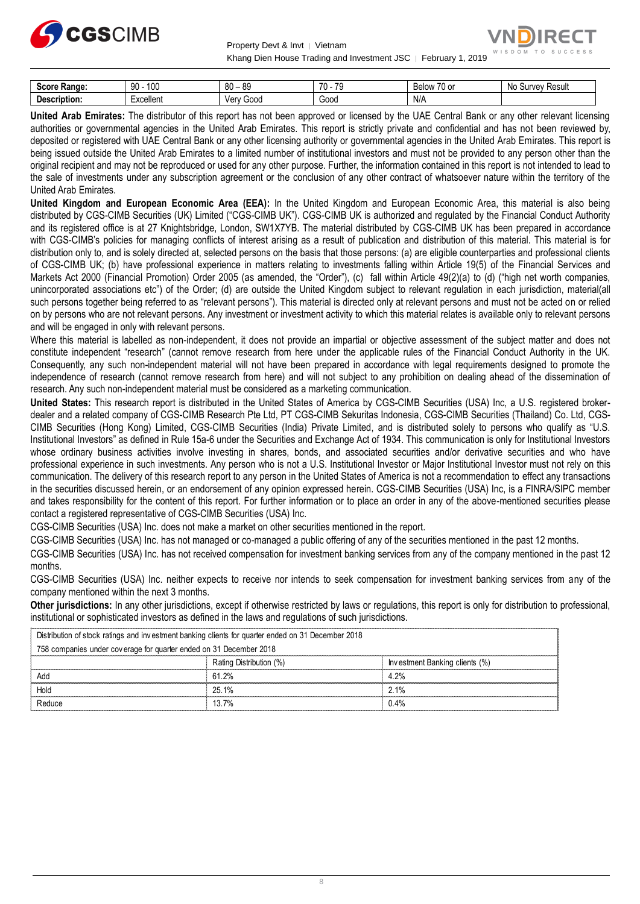| Score Range: | 90 - 100 | 80 – 89 | 70 - 79 | Below 70 or | No Survey Result |
|---|---|---|---|---|---|
| Description: | Excellent | Very Good | Good | N/A | |

**United Arab Emirates:** The distributor of this report has not been approved or licensed by the UAE Central Bank or any other relevant licensing authorities or governmental agencies in the United Arab Emirates. This report is strictly private and confidential and has not been reviewed by, deposited or registered with UAE Central Bank or any other licensing authority or governmental agencies in the United Arab Emirates. This report is being issued outside the United Arab Emirates to a limited number of institutional investors and must not be provided to any person other than the original recipient and may not be reproduced or used for any other purpose. Further, the information contained in this report is not intended to lead to the sale of investments under any subscription agreement or the conclusion of any other contract of whatsoever nature within the territory of the United Arab Emirates.

**United Kingdom and European Economic Area (EEA):** In the United Kingdom and European Economic Area, this material is also being distributed by CGS-CIMB Securities (UK) Limited ("CGS-CIMB UK"). CGS-CIMB UK is authorized and regulated by the Financial Conduct Authority and its registered office is at 27 Knightsbridge, London, SW1X7YB. The material distributed by CGS-CIMB UK has been prepared in accordance with CGS-CIMB's policies for managing conflicts of interest arising as a result of publication and distribution of this material. This material is for distribution only to, and is solely directed at, selected persons on the basis that those persons: (a) are eligible counterparties and professional clients of CGS-CIMB UK; (b) have professional experience in matters relating to investments falling within Article 19(5) of the Financial Services and Markets Act 2000 (Financial Promotion) Order 2005 (as amended, the "Order"), (c) fall within Article 49(2)(a) to (d) ("high net worth companies, unincorporated associations etc") of the Order; (d) are outside the United Kingdom subject to relevant regulation in each jurisdiction, material(all such persons together being referred to as "relevant persons"). This material is directed only at relevant persons and must not be acted on or relied on by persons who are not relevant persons. Any investment or investment activity to which this material relates is available only to relevant persons and will be engaged in only with relevant persons.

Where this material is labelled as non-independent, it does not provide an impartial or objective assessment of the subject matter and does not constitute independent "research" (cannot remove research from here under the applicable rules of the Financial Conduct Authority in the UK. Consequently, any such non-independent material will not have been prepared in accordance with legal requirements designed to promote the independence of research (cannot remove research from here) and will not subject to any prohibition on dealing ahead of the dissemination of research. Any such non-independent material must be considered as a marketing communication.

**United States:** This research report is distributed in the United States of America by CGS-CIMB Securities (USA) Inc, a U.S. registered broker-dealer and a related company of CGS-CIMB Research Pte Ltd, PT CGS-CIMB Sekuritas Indonesia, CGS-CIMB Securities (Thailand) Co. Ltd, CGS-CIMB Securities (Hong Kong) Limited, CGS-CIMB Securities (India) Private Limited, and is distributed solely to persons who qualify as "U.S. Institutional Investors" as defined in Rule 15a-6 under the Securities and Exchange Act of 1934. This communication is only for Institutional Investors whose ordinary business activities involve investing in shares, bonds, and associated securities and/or derivative securities and who have professional experience in such investments. Any person who is not a U.S. Institutional Investor or Major Institutional Investor must not rely on this communication. The delivery of this research report to any person in the United States of America is not a recommendation to effect any transactions in the securities discussed herein, or an endorsement of any opinion expressed herein. CGS-CIMB Securities (USA) Inc, is a FINRA/SIPC member and takes responsibility for the content of this report. For further information or to place an order in any of the above-mentioned securities please contact a registered representative of CGS-CIMB Securities (USA) Inc.

CGS-CIMB Securities (USA) Inc. does not make a market on other securities mentioned in the report.

CGS-CIMB Securities (USA) Inc. has not managed or co-managed a public offering of any of the securities mentioned in the past 12 months.

CGS-CIMB Securities (USA) Inc. has not received compensation for investment banking services from any of the company mentioned in the past 12 months.

CGS-CIMB Securities (USA) Inc. neither expects to receive nor intends to seek compensation for investment banking services from any of the company mentioned within the next 3 months.

**Other jurisdictions:** In any other jurisdictions, except if otherwise restricted by laws or regulations, this report is only for distribution to professional, institutional or sophisticated investors as defined in the laws and regulations of such jurisdictions.

| Distribution of stock ratings and investment banking clients for quarter ended on 31 December 2018 | | |
|---|---|---|
| 758 companies under coverage for quarter ended on 31 December 2018 | | |
| | Rating Distribution (%) | Investment Banking clients (%) |
| Add | 61.2% | 4.2% |
| Hold | 25.1% | 2.1% |
| Reduce | 13.7% | 0.4% |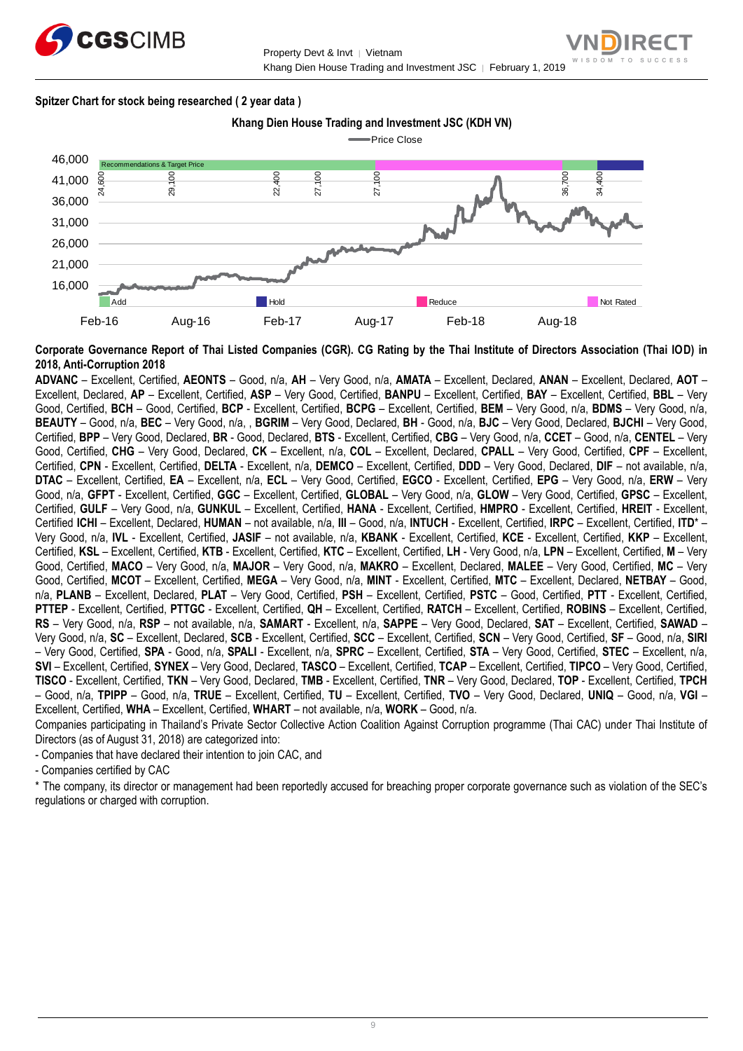**Spitzer Chart for stock being researched ( 2 year data )**

**Khang Dien House Trading and Investment JSC (KDH VN)**

Price Close

46,000
41,000
36,000
31,000
26,000
21,000
16,000

Recommendations & Target Price

24,600 29,100 22,400 27,100 27,100 36,700 34,400

Add Hold Reduce Not Rated

Feb-16 Aug-16 Feb-17 Aug-17 Feb-18 Aug-18

**Corporate Governance Report of Thai Listed Companies (CGR). CG Rating by the Thai Institute of Directors Association (Thai IOD) in 2018, Anti-Corruption 2018**

**ADVANC** – Excellent, Certified, **AEONTS** – Good, n/a, **AH** – Very Good, n/a, **AMATA** – Excellent, Declared, **ANAN** – Excellent, Declared, **AOT** – Excellent, Declared, **AP** – Excellent, Certified, **ASP** – Very Good, Certified, **BANPU** – Excellent, Certified, **BAY** – Excellent, Certified, **BBL** – Very Good, Certified, **BCH** – Good, Certified, **BCP** - Excellent, Certified, **BCPG** – Excellent, Certified, **BEM** – Very Good, n/a, **BDMS** – Very Good, n/a, **BEAUTY** – Good, n/a, **BEC** – Very Good, n/a, , **BGRIM** – Very Good, Declared, **BH** - Good, n/a, **BJC** – Very Good, Declared, **BJCHI** – Very Good, Certified, **BPP** – Very Good, Declared, **BR** - Good, Declared, **BTS** - Excellent, Certified, **CBG** – Very Good, n/a, **CCET** – Good, n/a, **CENTEL** – Very Good, Certified, **CHG** – Very Good, Declared, **CK** – Excellent, n/a, **COL** – Excellent, Declared, **CPALL** – Very Good, Certified, **CPF** – Excellent, Certified, **CPN** - Excellent, Certified, **DELTA** - Excellent, n/a, **DEMCO** – Excellent, Certified, **DDD** – Very Good, Declared, **DIF** – not available, n/a, **DTAC** – Excellent, Certified, **EA** – Excellent, n/a, **ECL** – Very Good, Certified, **EGCO** - Excellent, Certified, **EPG** – Very Good, n/a, **ERW** – Very Good, n/a, **GFPT** - Excellent, Certified, **GGC** – Excellent, Certified, **GLOBAL** – Very Good, n/a, **GLOW** – Very Good, Certified, **GPSC** – Excellent, Certified, **GULF** – Very Good, n/a, **GUNKUL** – Excellent, Certified, **HANA** - Excellent, Certified, **HMPRO** - Excellent, Certified, **HREIT** - Excellent, Certified **ICHI** – Excellent, Declared, **HUMAN** – not available, n/a, **III** – Good, n/a, **INTUCH** - Excellent, Certified, **IRPC** – Excellent, Certified, **ITD**\* – Very Good, n/a, **IVL** - Excellent, Certified, **JASIF** – not available, n/a, **KBANK** - Excellent, Certified, **KCE** - Excellent, Certified, **KKP** – Excellent, Certified, **KSL** – Excellent, Certified, **KTB** - Excellent, Certified, **KTC** – Excellent, Certified, **LH** - Very Good, n/a, **LPN** – Excellent, Certified, **M** – Very Good, Certified, **MACO** – Very Good, n/a, **MAJOR** – Very Good, n/a, **MAKRO** – Excellent, Declared, **MALEE** – Very Good, Certified, **MC** – Very Good, Certified, **MCOT** – Excellent, Certified, **MEGA** – Very Good, n/a, **MINT** - Excellent, Certified, **MTC** – Excellent, Declared, **NETBAY** – Good, n/a, **PLANB** – Excellent, Declared, **PLAT** – Very Good, Certified, **PSH** – Excellent, Certified, **PSTC** – Good, Certified, **PTT** - Excellent, Certified, **PTTEP** - Excellent, Certified, **PTTGC** - Excellent, Certified, **QH** – Excellent, Certified, **RATCH** – Excellent, Certified, **ROBINS** – Excellent, Certified, **RS** – Very Good, n/a, **RSP** – not available, n/a, **SAMART** - Excellent, n/a, **SAPPE** – Very Good, Declared, **SAT** – Excellent, Certified, **SAWAD** – Very Good, n/a, **SC** – Excellent, Declared, **SCB** - Excellent, Certified, **SCC** – Excellent, Certified, **SCN** – Very Good, Certified, **SF** – Good, n/a, **SIRI** – Very Good, Certified, **SPA** - Good, n/a, **SPALI** - Excellent, n/a, **SPRC** – Excellent, Certified, **STA** – Very Good, Certified, **STEC** – Excellent, n/a, **SVI** – Excellent, Certified, **SYNEX** – Very Good, Declared, **TASCO** – Excellent, Certified, **TCAP** – Excellent, Certified, **TIPCO** – Very Good, Certified, **TISCO** - Excellent, Certified, **TKN** – Very Good, Declared, **TMB** - Excellent, Certified, **TNR** – Very Good, Declared, **TOP** - Excellent, Certified, **TPCH** – Good, n/a, **TPIPP** – Good, n/a, **TRUE** – Excellent, Certified, **TU** – Excellent, Certified, **TVO** – Very Good, Declared, **UNIQ** – Good, n/a, **VGI** – Excellent, Certified, **WHA** – Excellent, Certified, **WHART** – not available, n/a, **WORK** – Good, n/a.

Companies participating in Thailand's Private Sector Collective Action Coalition Against Corruption programme (Thai CAC) under Thai Institute of Directors (as of August 31, 2018) are categorized into:

- Companies that have declared their intention to join CAC, and
- Companies certified by CAC

\* The company, its director or management had been reportedly accused for breaching proper corporate governance such as violation of the SEC's regulations or charged with corruption.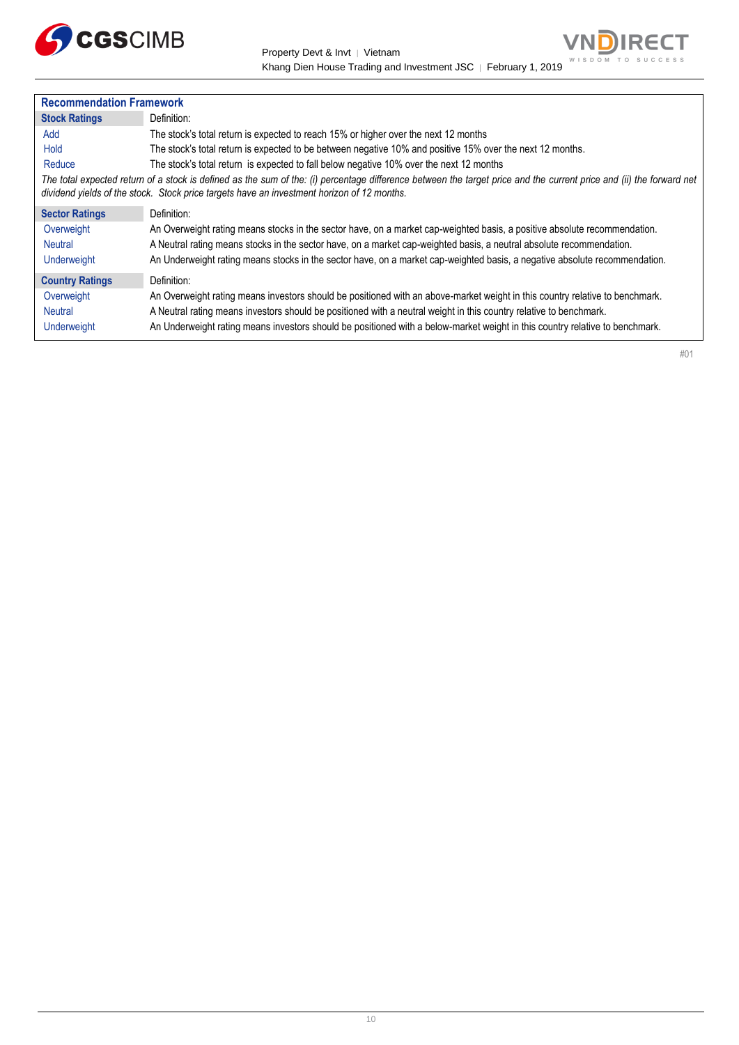## Recommendation Framework

| Stock Ratings | Definition: |
|---|---|
| Add | The stock's total return is expected to reach 15% or higher over the next 12 months |
| Hold | The stock's total return is expected to be between negative 10% and positive 15% over the next 12 months. |
| Reduce | The stock's total return is expected to fall below negative 10% over the next 12 months |

*The total expected return of a stock is defined as the sum of the: (i) percentage difference between the target price and the current price and (ii) the forward net dividend yields of the stock. Stock price targets have an investment horizon of 12 months.*

| Sector Ratings | Definition: |
|---|---|
| Overweight | An Overweight rating means stocks in the sector have, on a market cap-weighted basis, a positive absolute recommendation. |
| Neutral | A Neutral rating means stocks in the sector have, on a market cap-weighted basis, a neutral absolute recommendation. |
| Underweight | An Underweight rating means stocks in the sector have, on a market cap-weighted basis, a negative absolute recommendation. |

| Country Ratings | Definition: |
|---|---|
| Overweight | An Overweight rating means investors should be positioned with an above-market weight in this country relative to benchmark. |
| Neutral | A Neutral rating means investors should be positioned with a neutral weight in this country relative to benchmark. |
| Underweight | An Underweight rating means investors should be positioned with a below-market weight in this country relative to benchmark. |

#01